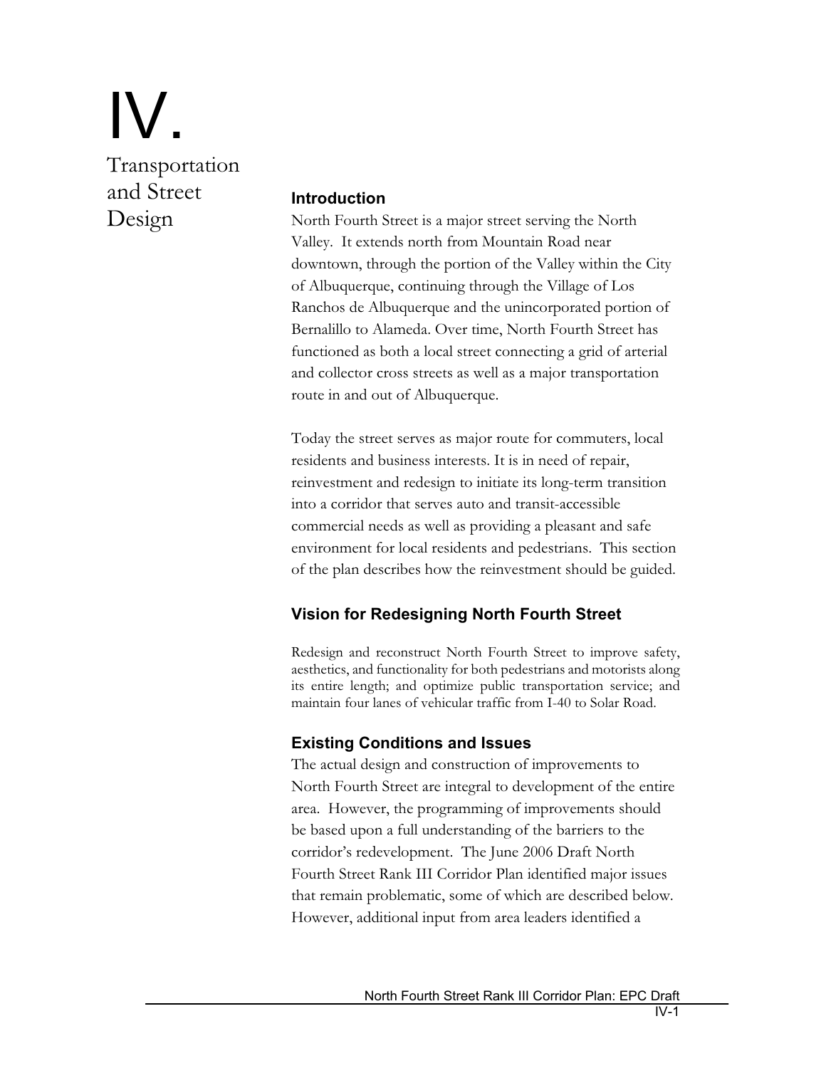# IV. Transportation and Street Design

## Introduction

North Fourth Street is a major street serving the North Valley. It extends north from Mountain Road near downtown, through the portion of the Valley within the City of Albuquerque, continuing through the Village of Los Ranchos de Albuquerque and the unincorporated portion of Bernalillo to Alameda. Over time, North Fourth Street has functioned as both a local street connecting a grid of arterial and collector cross streets as well as a major transportation route in and out of Albuquerque.

Today the street serves as major route for commuters, local residents and business interests. It is in need of repair, reinvestment and redesign to initiate its long-term transition into a corridor that serves auto and transit-accessible commercial needs as well as providing a pleasant and safe environment for local residents and pedestrians. This section of the plan describes how the reinvestment should be guided.

## Vision for Redesigning North Fourth Street

Redesign and reconstruct North Fourth Street to improve safety, aesthetics, and functionality for both pedestrians and motorists along its entire length; and optimize public transportation service; and maintain four lanes of vehicular traffic from I-40 to Solar Road.

## Existing Conditions and Issues

The actual design and construction of improvements to North Fourth Street are integral to development of the entire area. However, the programming of improvements should be based upon a full understanding of the barriers to the corridor's redevelopment. The June 2006 Draft North Fourth Street Rank III Corridor Plan identified major issues that remain problematic, some of which are described below. However, additional input from area leaders identified a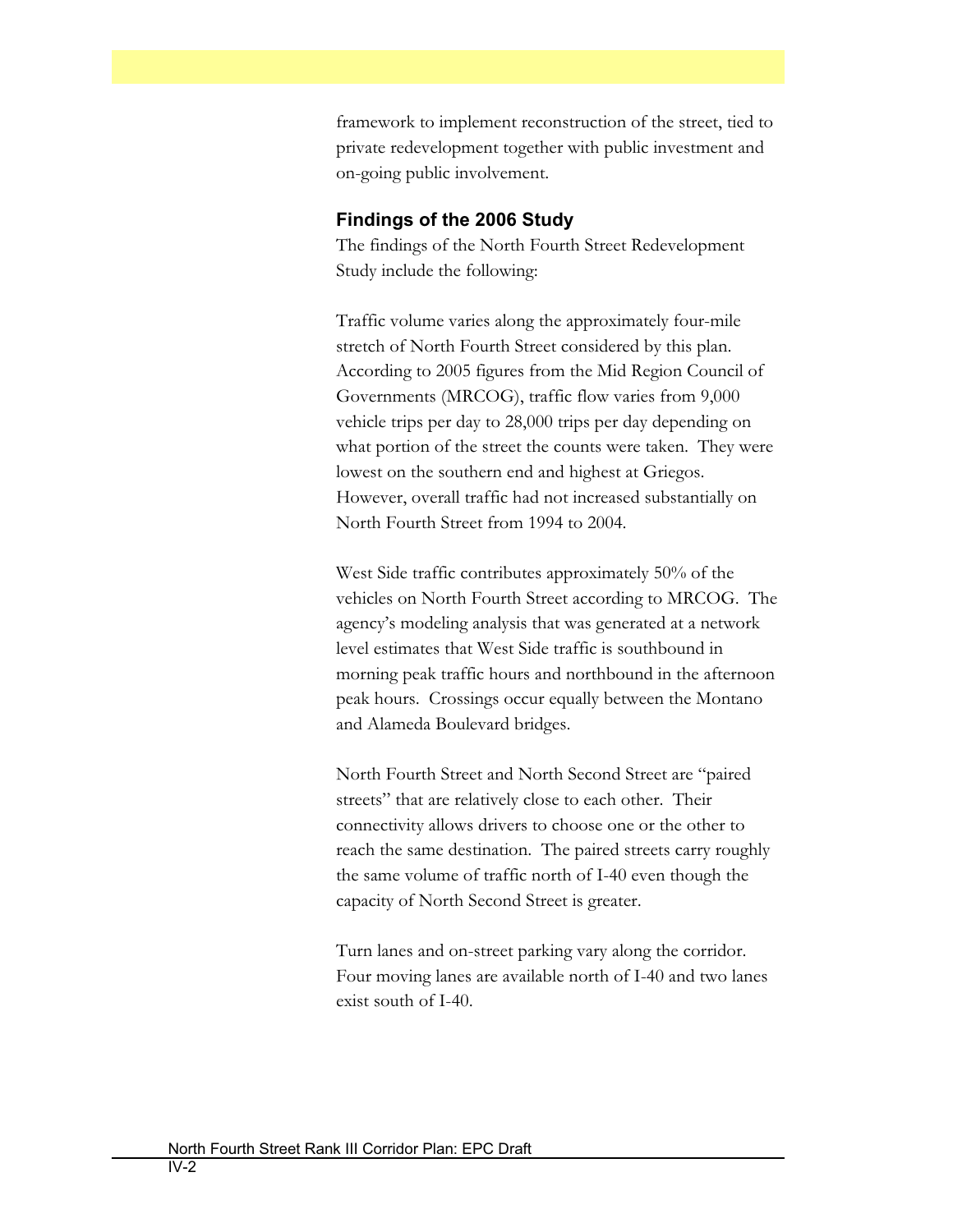framework to implement reconstruction of the street, tied to private redevelopment together with public investment and on-going public involvement.

### Findings of the 2006 Study

The findings of the North Fourth Street Redevelopment Study include the following:

Traffic volume varies along the approximately four-mile stretch of North Fourth Street considered by this plan. According to 2005 figures from the Mid Region Council of Governments (MRCOG), traffic flow varies from 9,000 vehicle trips per day to 28,000 trips per day depending on what portion of the street the counts were taken. They were lowest on the southern end and highest at Griegos. However, overall traffic had not increased substantially on North Fourth Street from 1994 to 2004.

West Side traffic contributes approximately 50% of the vehicles on North Fourth Street according to MRCOG. The agency's modeling analysis that was generated at a network level estimates that West Side traffic is southbound in morning peak traffic hours and northbound in the afternoon peak hours. Crossings occur equally between the Montano and Alameda Boulevard bridges.

North Fourth Street and North Second Street are "paired streets" that are relatively close to each other. Their connectivity allows drivers to choose one or the other to reach the same destination. The paired streets carry roughly the same volume of traffic north of I-40 even though the capacity of North Second Street is greater.

Turn lanes and on-street parking vary along the corridor. Four moving lanes are available north of I-40 and two lanes exist south of I-40.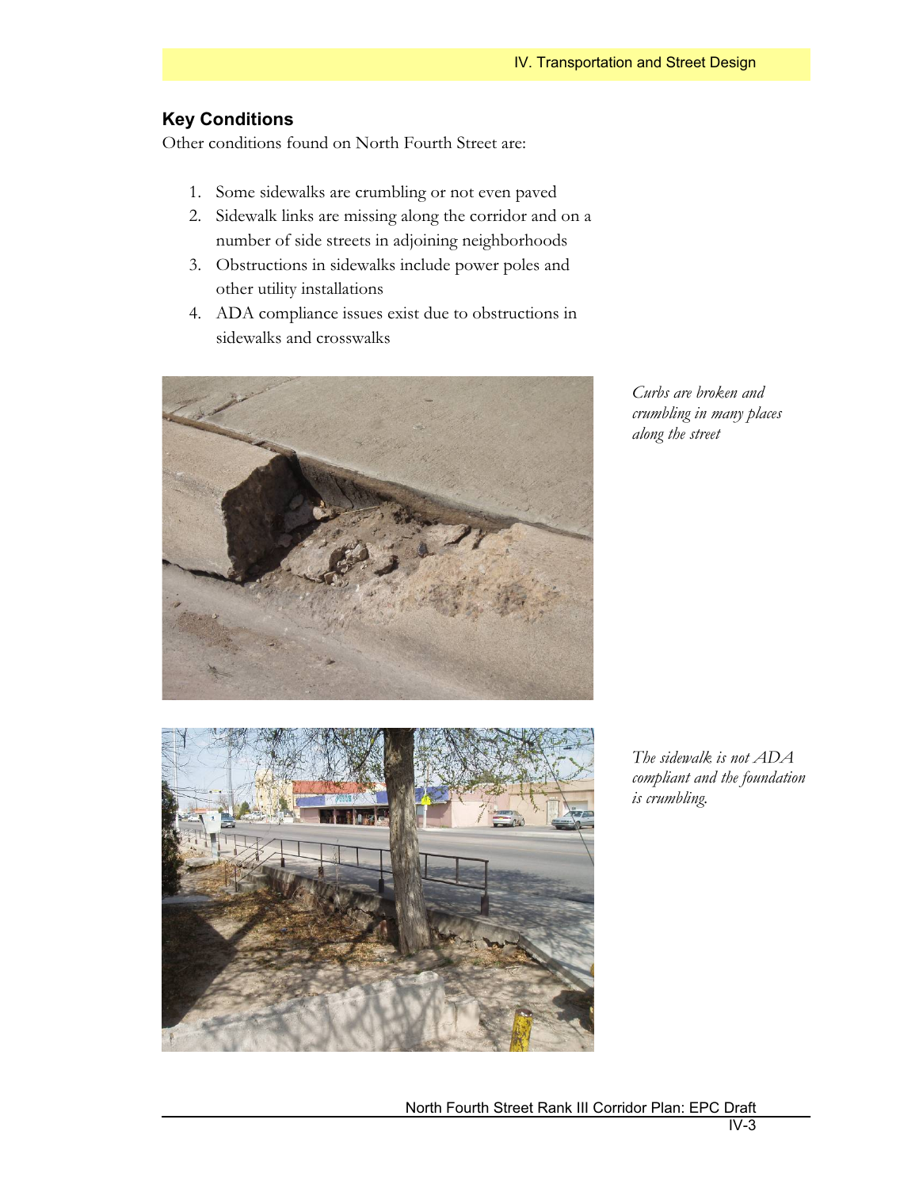## Key Conditions

Other conditions found on North Fourth Street are:

1. Some sidewalks are crumbling or not even paved
2. Sidewalk links are missing along the corridor and on a number of side streets in adjoining neighborhoods
3. Obstructions in sidewalks include power poles and other utility installations
4. ADA compliance issues exist due to obstructions in sidewalks and crosswalks

*Curbs are broken and crumbling in many places along the street*

*The sidewalk is not ADA compliant and the foundation is crumbling.*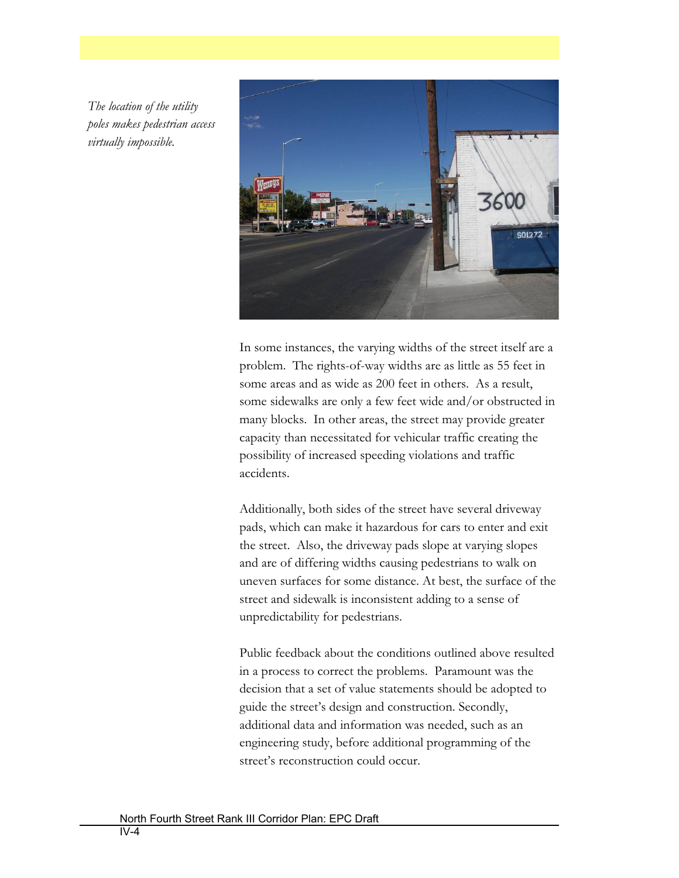*The location of the utility poles makes pedestrian access virtually impossible.*

In some instances, the varying widths of the street itself are a problem. The rights-of-way widths are as little as 55 feet in some areas and as wide as 200 feet in others. As a result, some sidewalks are only a few feet wide and/or obstructed in many blocks. In other areas, the street may provide greater capacity than necessitated for vehicular traffic creating the possibility of increased speeding violations and traffic accidents.

Additionally, both sides of the street have several driveway pads, which can make it hazardous for cars to enter and exit the street. Also, the driveway pads slope at varying slopes and are of differing widths causing pedestrians to walk on uneven surfaces for some distance. At best, the surface of the street and sidewalk is inconsistent adding to a sense of unpredictability for pedestrians.

Public feedback about the conditions outlined above resulted in a process to correct the problems. Paramount was the decision that a set of value statements should be adopted to guide the street's design and construction. Secondly, additional data and information was needed, such as an engineering study, before additional programming of the street's reconstruction could occur.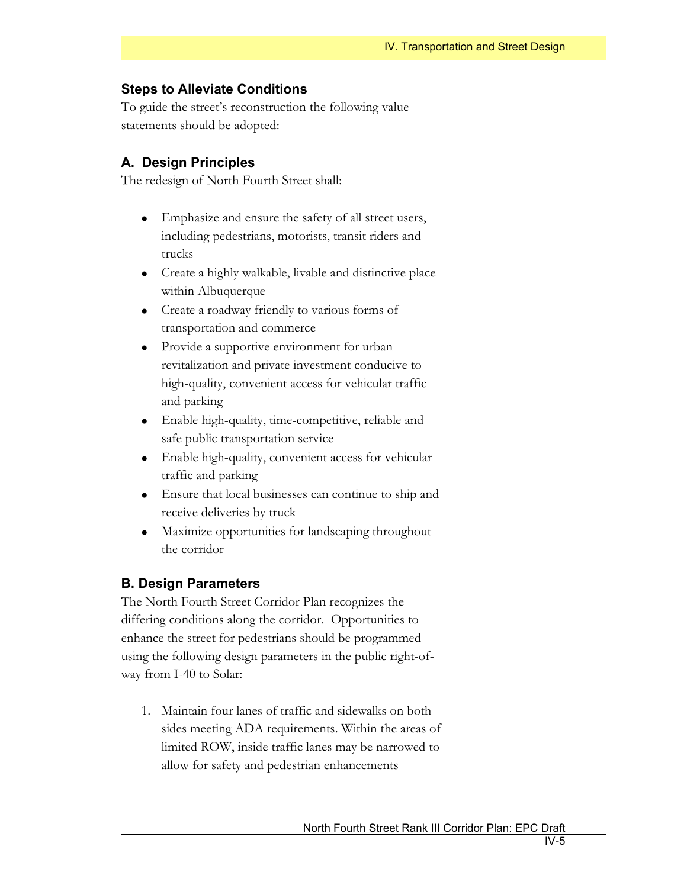## Steps to Alleviate Conditions

To guide the street's reconstruction the following value statements should be adopted:

## A. Design Principles

The redesign of North Fourth Street shall:

- Emphasize and ensure the safety of all street users, including pedestrians, motorists, transit riders and trucks
- Create a highly walkable, livable and distinctive place within Albuquerque
- Create a roadway friendly to various forms of transportation and commerce
- Provide a supportive environment for urban revitalization and private investment conducive to high-quality, convenient access for vehicular traffic and parking
- Enable high-quality, time-competitive, reliable and safe public transportation service
- Enable high-quality, convenient access for vehicular traffic and parking
- Ensure that local businesses can continue to ship and receive deliveries by truck
- Maximize opportunities for landscaping throughout the corridor

## B. Design Parameters

The North Fourth Street Corridor Plan recognizes the differing conditions along the corridor. Opportunities to enhance the street for pedestrians should be programmed using the following design parameters in the public right-of-way from I-40 to Solar:

1. Maintain four lanes of traffic and sidewalks on both sides meeting ADA requirements. Within the areas of limited ROW, inside traffic lanes may be narrowed to allow for safety and pedestrian enhancements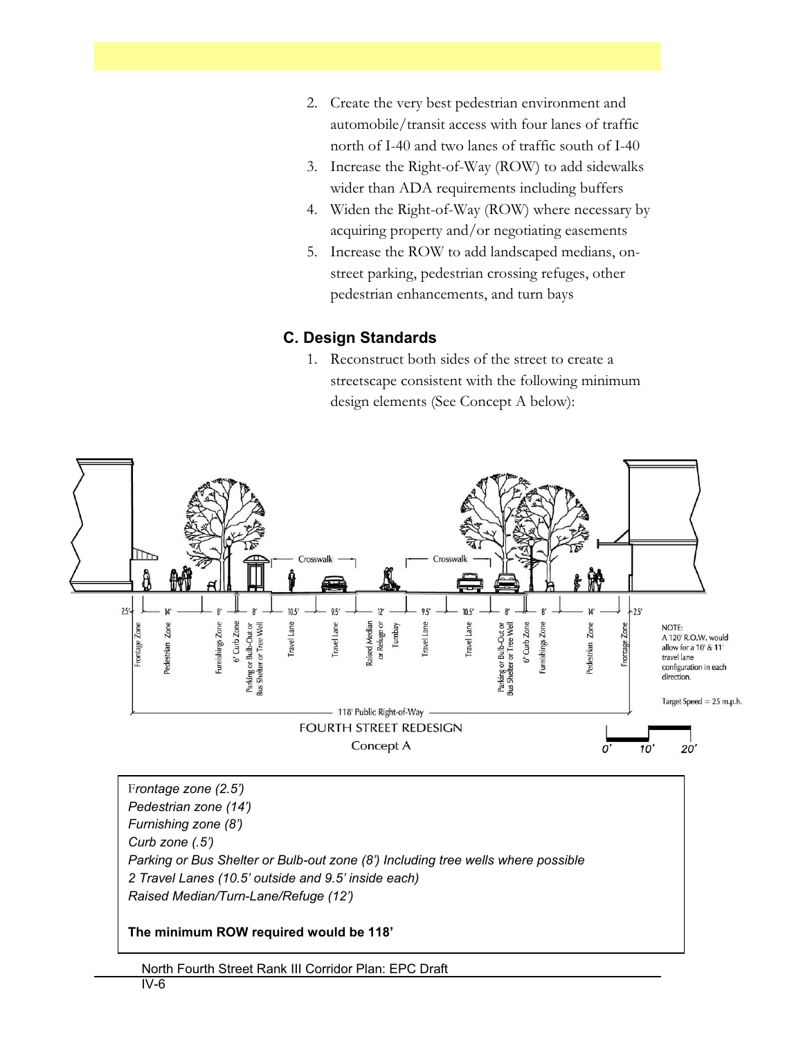2. Create the very best pedestrian environment and automobile/transit access with four lanes of traffic north of I-40 and two lanes of traffic south of I-40
3. Increase the Right-of-Way (ROW) to add sidewalks wider than ADA requirements including buffers
4. Widen the Right-of-Way (ROW) where necessary by acquiring property and/or negotiating easements
5. Increase the ROW to add landscaped medians, on-street parking, pedestrian crossing refuges, other pedestrian enhancements, and turn bays

### C. Design Standards

1. Reconstruct both sides of the street to create a streetscape consistent with the following minimum design elements (See Concept A below):

Crosswalk Crosswalk

2.5' | 14' | 8' | 6" Curb Zone | 8' | 10.5' | 9.5' | 12' | 9.5' | 10.5' | 8' | 6" Curb Zone | 8' | 14' | 2.5'

Frontage Zone | Pedestrian Zone | Furnishings Zone | 6" Curb Zone | Parking or Bulb-Out or Bus Shelter or Tree Well | Travel Lane | Travel Lane | Raised Median or Refuge or Turnbay | Travel Lane | Travel Lane | Parking or Bulb-Out or Bus Shelter or Tree Well | 6" Curb Zone | Furnishings Zone | Pedestrian Zone | Frontage Zone

NOTE: A 120' R.O.W. would allow for a 10' & 11' travel lane configuration in each direction.

Target Speed = 25 m.p.h.

118' Public Right-of-Way

FOURTH STREET REDESIGN
Concept A

0' 10' 20'

*Frontage zone (2.5')*
*Pedestrian zone (14')*
*Furnishing zone (8')*
*Curb zone (.5')*
*Parking or Bus Shelter or Bulb-out zone (8') Including tree wells where possible*
*2 Travel Lanes (10.5' outside and 9.5' inside each)*
*Raised Median/Turn-Lane/Refuge (12')*

**The minimum ROW required would be 118'**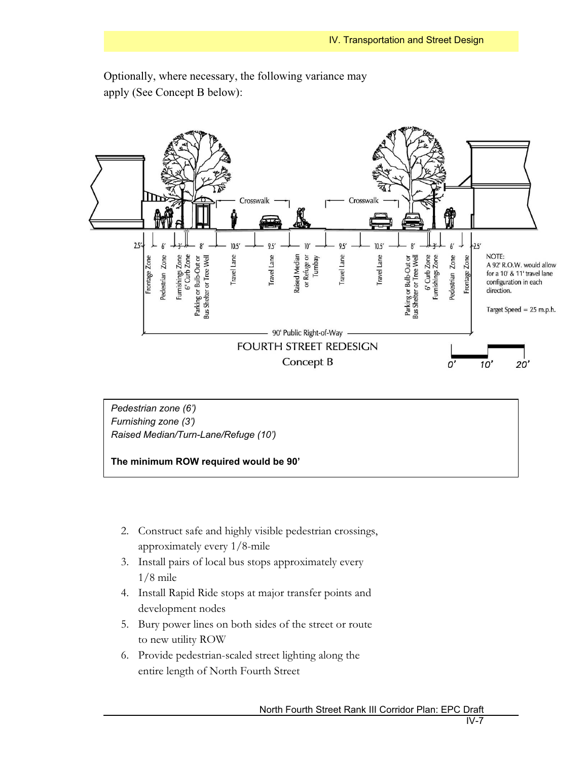Optionally, where necessary, the following variance may apply (See Concept B below):

Crosswalk — Crosswalk

2.5' | 6' | 3' | 8' | 10.5' | 9.5' | 10' | 9.5' | 10.5' | 8' | 3' | 6' | 2.5'

Frontage Zone | Pedestrian Zone | Furnishings Zone | 6" Curb Zone | Parking or Bulb-Out or Bus Shelter or Tree Well | Travel Lane | Travel Lane | Raised Median or Refuge or Turnbay | Travel Lane | Travel Lane | Parking or Bulb-Out or Bus Shelter or Tree Well | 6" Curb Zone | Furnishings Zone | Pedestrian Zone | Frontage Zone

NOTE:
A 92' R.O.W. would allow for a 10' & 11' travel lane configuration in each direction.

Target Speed = 25 m.p.h.

90' Public Right-of-Way

FOURTH STREET REDESIGN
Concept B

0' 10' 20'

*Pedestrian zone (6')*
*Furnishing zone (3')*
*Raised Median/Turn-Lane/Refuge (10')*

**The minimum ROW required would be 90'**

2. Construct safe and highly visible pedestrian crossings, approximately every 1/8-mile
3. Install pairs of local bus stops approximately every 1/8 mile
4. Install Rapid Ride stops at major transfer points and development nodes
5. Bury power lines on both sides of the street or route to new utility ROW
6. Provide pedestrian-scaled street lighting along the entire length of North Fourth Street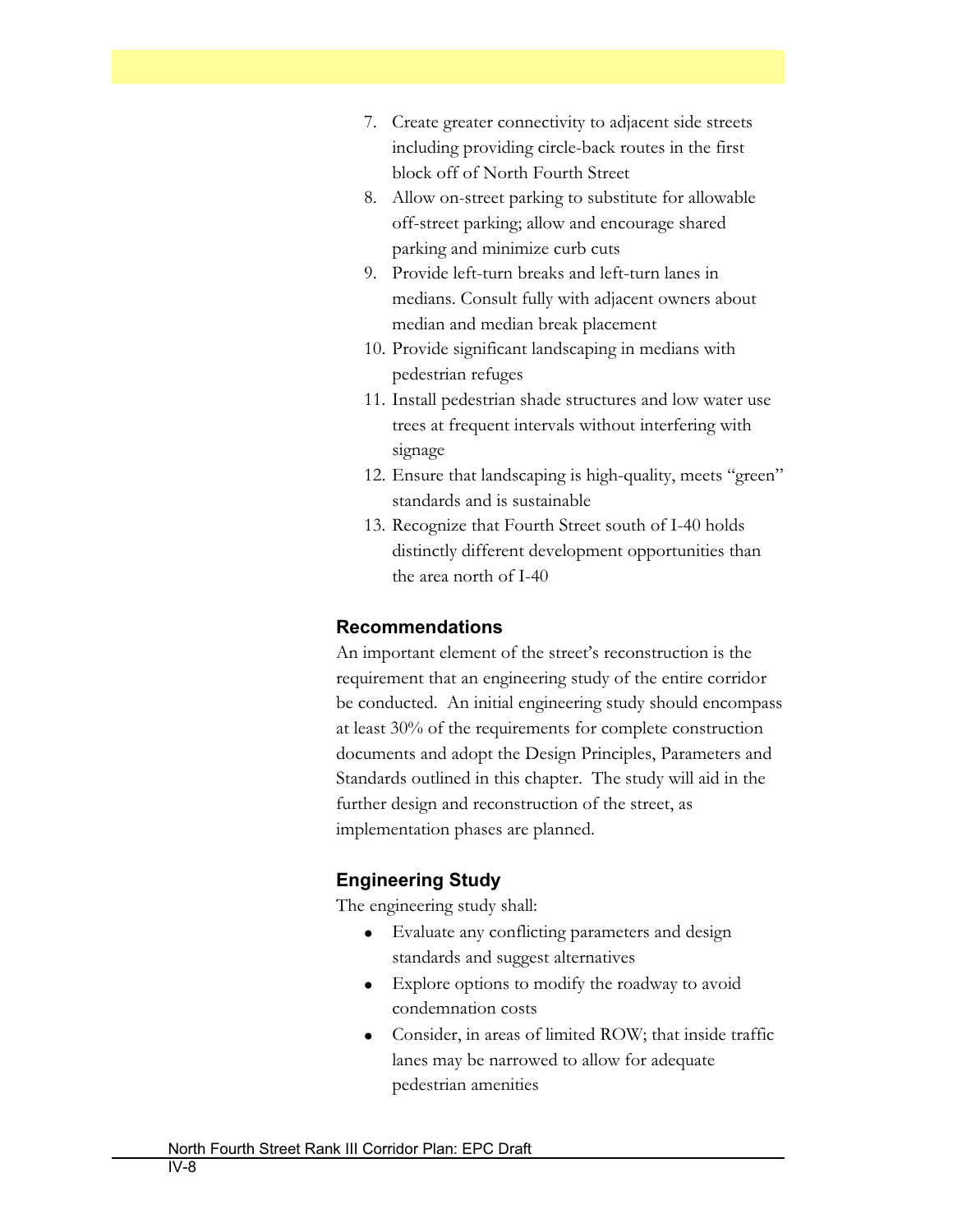7. Create greater connectivity to adjacent side streets including providing circle-back routes in the first block off of North Fourth Street
8. Allow on-street parking to substitute for allowable off-street parking; allow and encourage shared parking and minimize curb cuts
9. Provide left-turn breaks and left-turn lanes in medians. Consult fully with adjacent owners about median and median break placement
10. Provide significant landscaping in medians with pedestrian refuges
11. Install pedestrian shade structures and low water use trees at frequent intervals without interfering with signage
12. Ensure that landscaping is high-quality, meets "green" standards and is sustainable
13. Recognize that Fourth Street south of I-40 holds distinctly different development opportunities than the area north of I-40

### Recommendations

An important element of the street's reconstruction is the requirement that an engineering study of the entire corridor be conducted. An initial engineering study should encompass at least 30% of the requirements for complete construction documents and adopt the Design Principles, Parameters and Standards outlined in this chapter. The study will aid in the further design and reconstruction of the street, as implementation phases are planned.

### Engineering Study

The engineering study shall:

- Evaluate any conflicting parameters and design standards and suggest alternatives
- Explore options to modify the roadway to avoid condemnation costs
- Consider, in areas of limited ROW; that inside traffic lanes may be narrowed to allow for adequate pedestrian amenities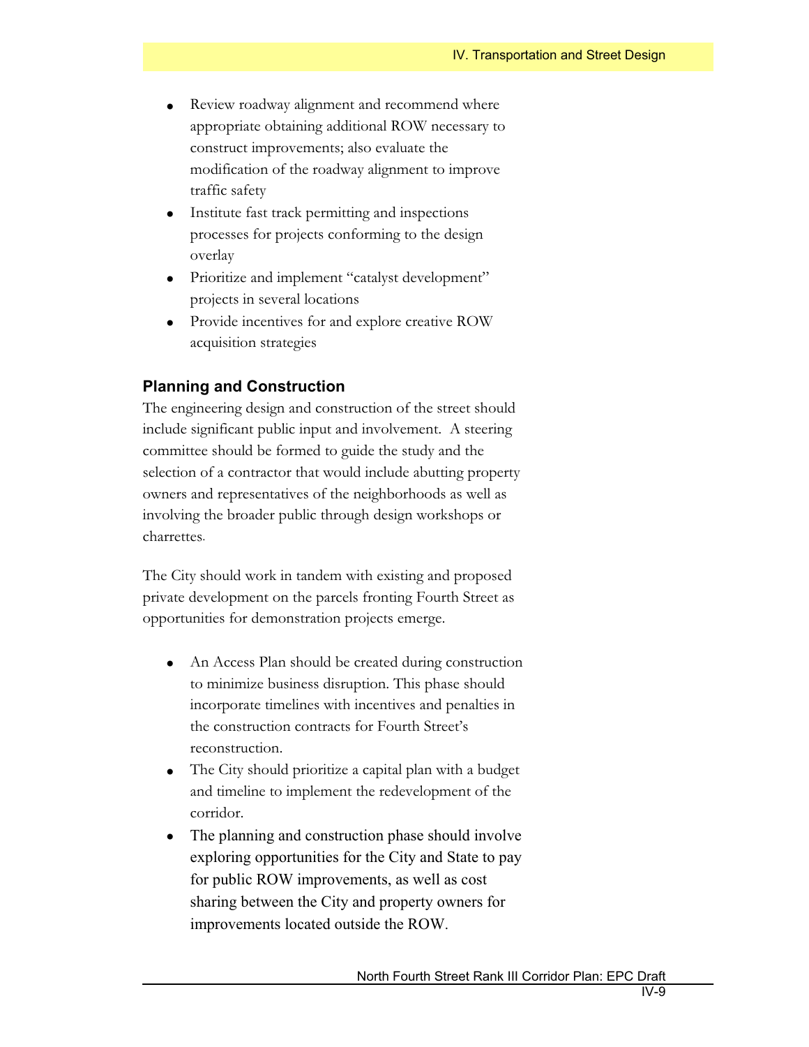- Review roadway alignment and recommend where appropriate obtaining additional ROW necessary to construct improvements; also evaluate the modification of the roadway alignment to improve traffic safety
- Institute fast track permitting and inspections processes for projects conforming to the design overlay
- Prioritize and implement "catalyst development" projects in several locations
- Provide incentives for and explore creative ROW acquisition strategies

### Planning and Construction

The engineering design and construction of the street should include significant public input and involvement. A steering committee should be formed to guide the study and the selection of a contractor that would include abutting property owners and representatives of the neighborhoods as well as involving the broader public through design workshops or charrettes.

The City should work in tandem with existing and proposed private development on the parcels fronting Fourth Street as opportunities for demonstration projects emerge.

- An Access Plan should be created during construction to minimize business disruption. This phase should incorporate timelines with incentives and penalties in the construction contracts for Fourth Street's reconstruction.
- The City should prioritize a capital plan with a budget and timeline to implement the redevelopment of the corridor.
- The planning and construction phase should involve exploring opportunities for the City and State to pay for public ROW improvements, as well as cost sharing between the City and property owners for improvements located outside the ROW.